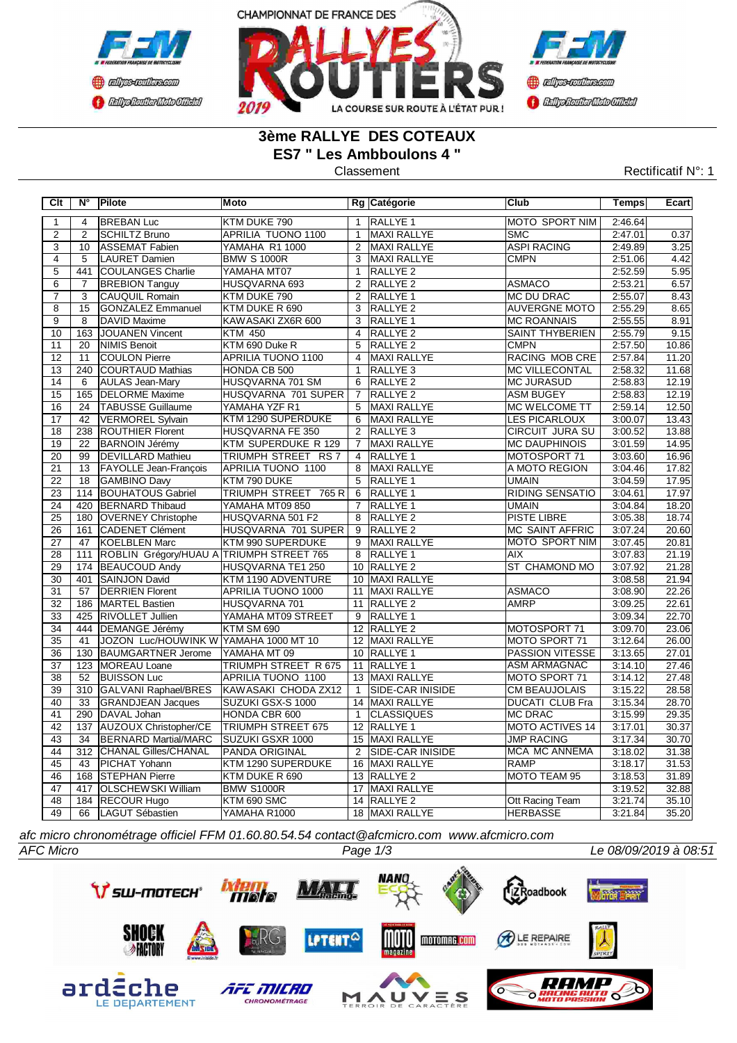CHAMPIONNAT DE FRANCE DES RALLYES ROUTIERS 2019

# 3ème RALLYE DES COTEAUX

## ES7 " Les Ambboulons 4 "

Classement

Rectificatif N°: 1

| Clt | N° | Pilote | Moto | Rg | Catégorie | Club | Temps | Ecart |
|---|---|---|---|---|---|---|---|---|
| 1 | 4 | BREBAN Luc | KTM DUKE 790 | 1 | RALLYE 1 | MOTO SPORT NIM | 2:46.64 | |
| 2 | 2 | SCHILTZ Bruno | APRILIA TUONO 1100 | 1 | MAXI RALLYE | SMC | 2:47.01 | 0.37 |
| 3 | 10 | ASSEMAT Fabien | YAMAHA R1 1000 | 2 | MAXI RALLYE | ASPI RACING | 2:49.89 | 3.25 |
| 4 | 5 | LAURET Damien | BMW S 1000R | 3 | MAXI RALLYE | CMPN | 2:51.06 | 4.42 |
| 5 | 441 | COULANGES Charlie | YAMAHA MT07 | 1 | RALLYE 2 | | 2:52.59 | 5.95 |
| 6 | 7 | BREBION Tanguy | HUSQVARNA 693 | 2 | RALLYE 2 | ASMACO | 2:53.21 | 6.57 |
| 7 | 3 | CAUQUIL Romain | KTM DUKE 790 | 2 | RALLYE 1 | MC DU DRAC | 2:55.07 | 8.43 |
| 8 | 15 | GONZALEZ Emmanuel | KTM DUKE R 690 | 3 | RALLYE 2 | AUVERGNE MOTO | 2:55.29 | 8.65 |
| 9 | 8 | DAVID Maxime | KAWASAKI ZX6R 600 | 3 | RALLYE 1 | MC ROANNAIS | 2:55.55 | 8.91 |
| 10 | 163 | JOUANEN Vincent | KTM 450 | 4 | RALLYE 2 | SAINT THYBERIEN | 2:55.79 | 9.15 |
| 11 | 20 | NIMIS Benoit | KTM 690 Duke R | 5 | RALLYE 2 | CMPN | 2:57.50 | 10.86 |
| 12 | 11 | COULON Pierre | APRILIA TUONO 1100 | 4 | MAXI RALLYE | RACING MOB CRE | 2:57.84 | 11.20 |
| 13 | 240 | COURTAUD Mathias | HONDA CB 500 | 1 | RALLYE 3 | MC VILLECONTAL | 2:58.32 | 11.68 |
| 14 | 6 | AULAS Jean-Mary | HUSQVARNA 701 SM | 6 | RALLYE 2 | MC JURASUD | 2:58.83 | 12.19 |
| 15 | 165 | DELORME Maxime | HUSQVARNA 701 SUPER | 7 | RALLYE 2 | ASM BUGEY | 2:58.83 | 12.19 |
| 16 | 24 | TABUSSE Guillaume | YAMAHA YZF R1 | 5 | MAXI RALLYE | MC WELCOME TT | 2:59.14 | 12.50 |
| 17 | 42 | VERMOREL Sylvain | KTM 1290 SUPERDUKE | 6 | MAXI RALLYE | LES PICARLOUX | 3:00.07 | 13.43 |
| 18 | 238 | ROUTHIER Florent | HUSQVARNA FE 350 | 2 | RALLYE 3 | CIRCUIT JURA SU | 3:00.52 | 13.88 |
| 19 | 22 | BARNOIN Jérémy | KTM SUPERDUKE R 129 | 7 | MAXI RALLYE | MC DAUPHINOIS | 3:01.59 | 14.95 |
| 20 | 99 | DEVILLARD Mathieu | TRIUMPH STREET RS 7 | 4 | RALLYE 1 | MOTOSPORT 71 | 3:03.60 | 16.96 |
| 21 | 13 | FAYOLLE Jean-François | APRILIA TUONO 1100 | 8 | MAXI RALLYE | A MOTO REGION | 3:04.46 | 17.82 |
| 22 | 18 | GAMBINO Davy | KTM 790 DUKE | 5 | RALLYE 1 | UMAIN | 3:04.59 | 17.95 |
| 23 | 114 | BOUHATOUS Gabriel | TRIUMPH STREET 765 R | 6 | RALLYE 1 | RIDING SENSATIO | 3:04.61 | 17.97 |
| 24 | 420 | BERNARD Thibaud | YAMAHA MT09 850 | 7 | RALLYE 1 | UMAIN | 3:04.84 | 18.20 |
| 25 | 180 | OVERNEY Christophe | HUSQVARNA 501 F2 | 8 | RALLYE 2 | PISTE LIBRE | 3:05.38 | 18.74 |
| 26 | 161 | CADENET Clément | HUSQVARNA 701 SUPER | 9 | RALLYE 2 | MC SAINT AFFRIC | 3:07.24 | 20.60 |
| 27 | 47 | KOELBLEN Marc | KTM 990 SUPERDUKE | 9 | MAXI RALLYE | MOTO SPORT NIM | 3:07.45 | 20.81 |
| 28 | 111 | ROBLIN Grégory/HUAU A | TRIUMPH STREET 765 | 8 | RALLYE 1 | AIX | 3:07.83 | 21.19 |
| 29 | 174 | BEAUCOUD Andy | HUSQVARNA TE1 250 | 10 | RALLYE 2 | ST CHAMOND MO | 3:07.92 | 21.28 |
| 30 | 401 | SAINJON David | KTM 1190 ADVENTURE | 10 | MAXI RALLYE | | 3:08.58 | 21.94 |
| 31 | 57 | DERRIEN Florent | APRILIA TUONO 1000 | 11 | MAXI RALLYE | ASMACO | 3:08.90 | 22.26 |
| 32 | 186 | MARTEL Bastien | HUSQVARNA 701 | 11 | RALLYE 2 | AMRP | 3:09.25 | 22.61 |
| 33 | 425 | RIVOLLET Jullien | YAMAHA MT09 STREET | 9 | RALLYE 1 | | 3:09.34 | 22.70 |
| 34 | 444 | DEMANGE Jérémy | KTM SM 690 | 12 | RALLYE 2 | MOTOSPORT 71 | 3:09.70 | 23.06 |
| 35 | 41 | JOZON Luc/HOUWINK W | YAMAHA 1000 MT 10 | 12 | MAXI RALLYE | MOTO SPORT 71 | 3:12.64 | 26.00 |
| 36 | 130 | BAUMGARTNER Jerome | YAMAHA MT 09 | 10 | RALLYE 1 | PASSION VITESSE | 3:13.65 | 27.01 |
| 37 | 123 | MOREAU Loane | TRIUMPH STREET R 675 | 11 | RALLYE 1 | ASM ARMAGNAC | 3:14.10 | 27.46 |
| 38 | 52 | BUISSON Luc | APRILIA TUONO 1100 | 13 | MAXI RALLYE | MOTO SPORT 71 | 3:14.12 | 27.48 |
| 39 | 310 | GALVANI Raphael/BRES | KAWASAKI CHODA ZX12 | 1 | SIDE-CAR INISIDE | CM BEAUJOLAIS | 3:15.22 | 28.58 |
| 40 | 33 | GRANDJEAN Jacques | SUZUKI GSX-S 1000 | 14 | MAXI RALLYE | DUCATI CLUB Fra | 3:15.34 | 28.70 |
| 41 | 290 | DAVAL Johan | HONDA CBR 600 | 1 | CLASSIQUES | MC DRAC | 3:15.99 | 29.35 |
| 42 | 137 | AUZOUX Christopher/CE | TRIUMPH STREET 675 | 12 | RALLYE 1 | MOTO ACTIVES 14 | 3:17.01 | 30.37 |
| 43 | 34 | BERNARD Martial/MARC | SUZUKI GSXR 1000 | 15 | MAXI RALLYE | JMP RACING | 3:17.34 | 30.70 |
| 44 | 312 | CHANAL Gilles/CHANAL | PANDA ORIGINAL | 2 | SIDE-CAR INISIDE | MCA MC ANNEMA | 3:18.02 | 31.38 |
| 45 | 43 | PICHAT Yohann | KTM 1290 SUPERDUKE | 16 | MAXI RALLYE | RAMP | 3:18.17 | 31.53 |
| 46 | 168 | STEPHAN Pierre | KTM DUKE R 690 | 13 | RALLYE 2 | MOTO TEAM 95 | 3:18.53 | 31.89 |
| 47 | 417 | OLSCHEWSKI William | BMW S1000R | 17 | MAXI RALLYE | | 3:19.52 | 32.88 |
| 48 | 184 | RECOUR Hugo | KTM 690 SMC | 14 | RALLYE 2 | Ott Racing Team | 3:21.74 | 35.10 |
| 49 | 66 | LAGUT Sébastien | YAMAHA R1000 | 18 | MAXI RALLYE | HERBASSE | 3:21.84 | 35.20 |

*afc micro chronométrage officiel FFM 01.60.80.54.54 contact@afcmicro.com www.afcmicro.com*

*AFC Micro* — *Le 08/09/2019 à 08:51*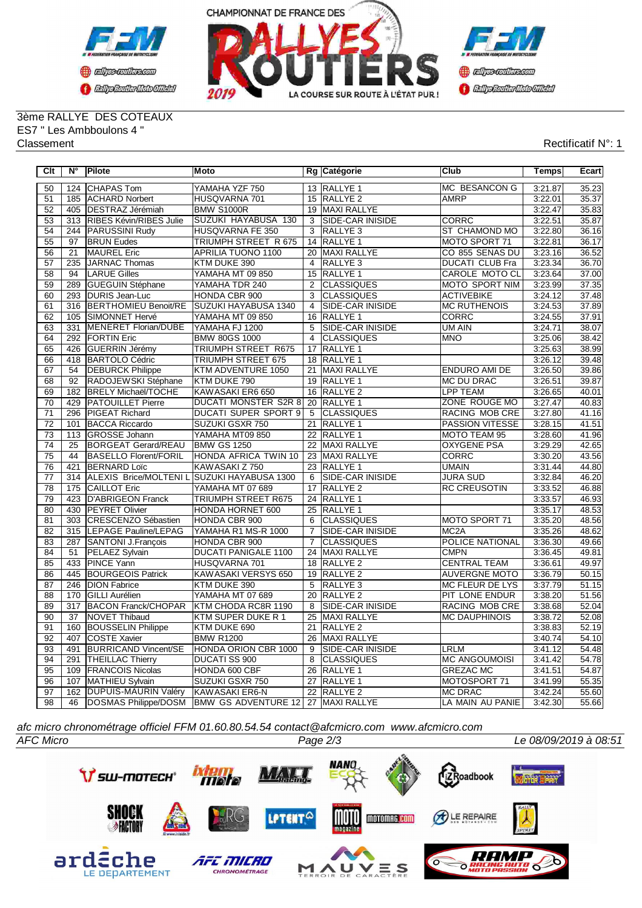3ème RALLYE DES COTEAUX
ES7 " Les Ambboulons 4 "
Classement

Rectificatif N°: 1

| Clt | N° | Pilote | Moto | Rg | Catégorie | Club | Temps | Ecart |
|---|---|---|---|---|---|---|---|---|
| 50 | 124 | CHAPAS Tom | YAMAHA YZF 750 | 13 | RALLYE 1 | MC BESANCON G | 3:21.87 | 35.23 |
| 51 | 185 | ACHARD Norbert | HUSQVARNA 701 | 15 | RALLYE 2 | AMRP | 3:22.01 | 35.37 |
| 52 | 405 | DESTRAZ Jérémiah | BMW S1000R | 19 | MAXI RALLYE | | 3:22.47 | 35.83 |
| 53 | 313 | RIBES Kévin/RIBES Julie | SUZUKI HAYABUSA 130 | 3 | SIDE-CAR INISIDE | CORRC | 3:22.51 | 35.87 |
| 54 | 244 | PARUSSINI Rudy | HUSQVARNA FE 350 | 3 | RALLYE 3 | ST CHAMOND MO | 3:22.80 | 36.16 |
| 55 | 97 | BRUN Eudes | TRIUMPH STREET R 675 | 14 | RALLYE 1 | MOTO SPORT 71 | 3:22.81 | 36.17 |
| 56 | 21 | MAUREL Eric | APRILIA TUONO 1100 | 20 | MAXI RALLYE | CO 855 SENAS DU | 3:23.16 | 36.52 |
| 57 | 235 | JARNAC Thomas | KTM DUKE 390 | 4 | RALLYE 3 | DUCATI CLUB Fra | 3:23.34 | 36.70 |
| 58 | 94 | LARUE Gilles | YAMAHA MT 09 850 | 15 | RALLYE 1 | CAROLE MOTO CL | 3:23.64 | 37.00 |
| 59 | 289 | GUEGUIN Stéphane | YAMAHA TDR 240 | 2 | CLASSIQUES | MOTO SPORT NIM | 3:23.99 | 37.35 |
| 60 | 293 | DURIS Jean-Luc | HONDA CBR 900 | 3 | CLASSIQUES | ACTIVEBIKE | 3:24.12 | 37.48 |
| 61 | 316 | BERTHOMIEU Benoit/RE | SUZUKI HAYABUSA 1340 | 4 | SIDE-CAR INISIDE | MC RUTHENOIS | 3:24.53 | 37.89 |
| 62 | 105 | SIMONNET Hervé | YAMAHA MT 09 850 | 16 | RALLYE 1 | CORRC | 3:24.55 | 37.91 |
| 63 | 331 | MENERET Florian/DUBE | YAMAHA FJ 1200 | 5 | SIDE-CAR INISIDE | UM AIN | 3:24.71 | 38.07 |
| 64 | 292 | FORTIN Eric | BMW 80GS 1000 | 4 | CLASSIQUES | MNO | 3:25.06 | 38.42 |
| 65 | 426 | GUERRIN Jérémy | TRIUMPH STREET R675 | 17 | RALLYE 1 | | 3:25.63 | 38.99 |
| 66 | 418 | BARTOLO Cédric | TRIUMPH STREET 675 | 18 | RALLYE 1 | | 3:26.12 | 39.48 |
| 67 | 54 | DEBURCK Philippe | KTM ADVENTURE 1050 | 21 | MAXI RALLYE | ENDURO AMI DE | 3:26.50 | 39.86 |
| 68 | 92 | RADOJEWSKI Stéphane | KTM DUKE 790 | 19 | RALLYE 1 | MC DU DRAC | 3:26.51 | 39.87 |
| 69 | 182 | BRELY Michaël/TOCHE | KAWASAKI ER6 650 | 16 | RALLYE 2 | LPP TEAM | 3:26.65 | 40.01 |
| 70 | 429 | PATOUILLET Pierre | DUCATI MONSTER S2R 8 | 20 | RALLYE 1 | ZONE ROUGE MO | 3:27.47 | 40.83 |
| 71 | 296 | PIGEAT Richard | DUCATI SUPER SPORT 9 | 5 | CLASSIQUES | RACING MOB CRE | 3:27.80 | 41.16 |
| 72 | 101 | BACCA Riccardo | SUZUKI GSXR 750 | 21 | RALLYE 1 | PASSION VITESSE | 3:28.15 | 41.51 |
| 73 | 113 | GROSSE Johann | YAMAHA MT09 850 | 22 | RALLYE 1 | MOTO TEAM 95 | 3:28.60 | 41.96 |
| 74 | 25 | BORGEAT Gerard/REAU | BMW GS 1250 | 22 | MAXI RALLYE | OXYGENE PSA | 3:29.29 | 42.65 |
| 75 | 44 | BASELLO Florent/FORIL | HONDA AFRICA TWIN 10 | 23 | MAXI RALLYE | CORRC | 3:30.20 | 43.56 |
| 76 | 421 | BERNARD Loïc | KAWASAKI Z 750 | 23 | RALLYE 1 | UMAIN | 3:31.44 | 44.80 |
| 77 | 314 | ALEXIS Brice/MOLTENI L | SUZUKI HAYABUSA 1300 | 6 | SIDE-CAR INISIDE | JURA SUD | 3:32.84 | 46.20 |
| 78 | 175 | CAILLOT Eric | YAMAHA MT 07 689 | 17 | RALLYE 2 | RC CREUSOTIN | 3:33.52 | 46.88 |
| 79 | 423 | D'ABRIGEON Franck | TRIUMPH STREET R675 | 24 | RALLYE 1 | | 3:33.57 | 46.93 |
| 80 | 430 | PEYRET Olivier | HONDA HORNET 600 | 25 | RALLYE 1 | | 3:35.17 | 48.53 |
| 81 | 303 | CRESCENZO Sébastien | HONDA CBR 900 | 6 | CLASSIQUES | MOTO SPORT 71 | 3:35.20 | 48.56 |
| 82 | 315 | LEPAGE Pauline/LEPAG | YAMAHA R1 MS-R 1000 | 7 | SIDE-CAR INISIDE | MC2A | 3:35.26 | 48.62 |
| 83 | 287 | SANTONI J.François | HONDA CBR 900 | 7 | CLASSIQUES | POLICE NATIONAL | 3:36.30 | 49.66 |
| 84 | 51 | PELAEZ Sylvain | DUCATI PANIGALE 1100 | 24 | MAXI RALLYE | CMPN | 3:36.45 | 49.81 |
| 85 | 433 | PINCE Yann | HUSQVARNA 701 | 18 | RALLYE 2 | CENTRAL TEAM | 3:36.61 | 49.97 |
| 86 | 445 | BOURGEOIS Patrick | KAWASAKI VERSYS 650 | 19 | RALLYE 2 | AUVERGNE MOTO | 3:36.79 | 50.15 |
| 87 | 246 | DION Fabrice | KTM DUKE 390 | 5 | RALLYE 3 | MC FLEUR DE LYS | 3:37.79 | 51.15 |
| 88 | 170 | GILLI Aurélien | YAMAHA MT 07 689 | 20 | RALLYE 2 | PIT LONE ENDUR | 3:38.20 | 51.56 |
| 89 | 317 | BACON Franck/CHOPAR | KTM CHODA RC8R 1190 | 8 | SIDE-CAR INISIDE | RACING MOB CRE | 3:38.68 | 52.04 |
| 90 | 37 | NOVET Thibaud | KTM SUPER DUKE R 1 | 25 | MAXI RALLYE | MC DAUPHINOIS | 3:38.72 | 52.08 |
| 91 | 160 | BOUSSELIN Philippe | KTM DUKE 690 | 21 | RALLYE 2 | | 3:38.83 | 52.19 |
| 92 | 407 | COSTE Xavier | BMW R1200 | 26 | MAXI RALLYE | | 3:40.74 | 54.10 |
| 93 | 491 | BURRICAND Vincent/SE | HONDA ORION CBR 1000 | 9 | SIDE-CAR INISIDE | LRLM | 3:41.12 | 54.48 |
| 94 | 291 | THEILLAC Thierry | DUCATI SS 900 | 8 | CLASSIQUES | MC ANGOUMOISI | 3:41.42 | 54.78 |
| 95 | 109 | FRANCOIS Nicolas | HONDA 600 CBF | 26 | RALLYE 1 | GREZAC MC | 3:41.51 | 54.87 |
| 96 | 107 | MATHIEU Sylvain | SUZUKI GSXR 750 | 27 | RALLYE 1 | MOTOSPORT 71 | 3:41.99 | 55.35 |
| 97 | 162 | DUPUIS-MAURIN Valéry | KAWASAKI ER6-N | 22 | RALLYE 2 | MC DRAC | 3:42.24 | 55.60 |
| 98 | 46 | DOSMAS Philippe/DOSM | BMW GS ADVENTURE 12 | 27 | MAXI RALLYE | LA MAIN AU PANIE | 3:42.30 | 55.66 |

*afc micro chronométrage officiel FFM 01.60.80.54.54 contact@afcmicro.com www.afcmicro.com*

*AFC Micro* — *Le 08/09/2019 à 08:51*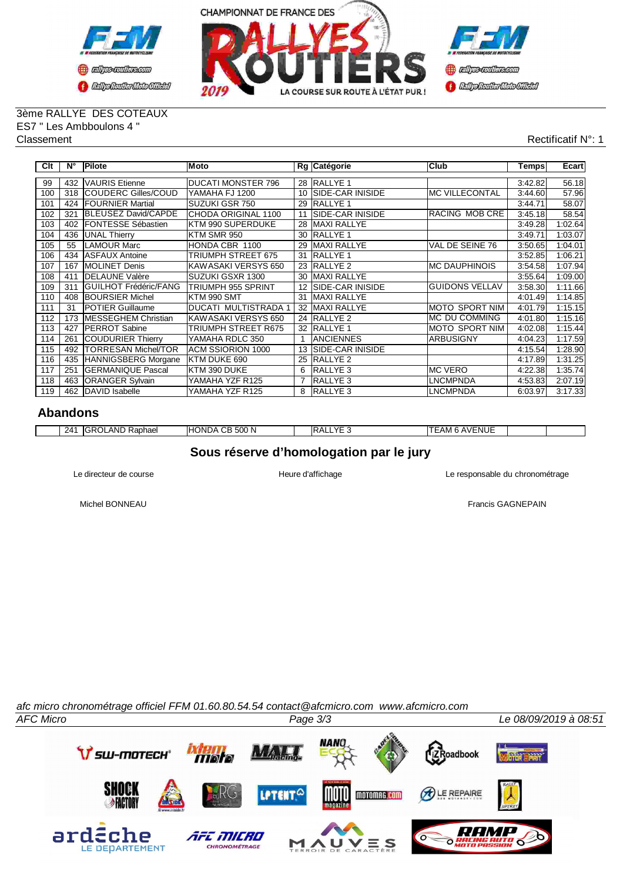3ème RALLYE DES COTEAUX
ES7 " Les Ambboulons 4 "
Classement

Rectificatif N°: 1

| Clt | N° | Pilote | Moto | Rg | Catégorie | Club | Temps | Ecart |
|---|---|---|---|---|---|---|---|---|
| 99 | 432 | VAURIS Etienne | DUCATI MONSTER 796 | 28 | RALLYE 1 | | 3:42.82 | 56.18 |
| 100 | 318 | COUDERC Gilles/COUD | YAMAHA FJ 1200 | 10 | SIDE-CAR INISIDE | MC VILLECONTAL | 3:44.60 | 57.96 |
| 101 | 424 | FOURNIER Martial | SUZUKI GSR 750 | 29 | RALLYE 1 | | 3:44.71 | 58.07 |
| 102 | 321 | BLEUSEZ David/CAPDE | CHODA ORIGINAL 1100 | 11 | SIDE-CAR INISIDE | RACING MOB CRE | 3:45.18 | 58.54 |
| 103 | 402 | FONTESSE Sébastien | KTM 990 SUPERDUKE | 28 | MAXI RALLYE | | 3:49.28 | 1:02.64 |
| 104 | 436 | UNAL Thierry | KTM SMR 950 | 30 | RALLYE 1 | | 3:49.71 | 1:03.07 |
| 105 | 55 | LAMOUR Marc | HONDA CBR 1100 | 29 | MAXI RALLYE | VAL DE SEINE 76 | 3:50.65 | 1:04.01 |
| 106 | 434 | ASFAUX Antoine | TRIUMPH STREET 675 | 31 | RALLYE 1 | | 3:52.85 | 1:06.21 |
| 107 | 167 | MOLINET Denis | KAWASAKI VERSYS 650 | 23 | RALLYE 2 | MC DAUPHINOIS | 3:54.58 | 1:07.94 |
| 108 | 411 | DELAUNE Valère | SUZUKI GSXR 1300 | 30 | MAXI RALLYE | | 3:55.64 | 1:09.00 |
| 109 | 311 | GUILHOT Frédéric/FANG | TRIUMPH 955 SPRINT | 12 | SIDE-CAR INISIDE | GUIDONS VELLAV | 3:58.30 | 1:11.66 |
| 110 | 408 | BOURSIER Michel | KTM 990 SMT | 31 | MAXI RALLYE | | 4:01.49 | 1:14.85 |
| 111 | 31 | POTIER Guillaume | DUCATI MULTISTRADA 1 | 32 | MAXI RALLYE | MOTO SPORT NIM | 4:01.79 | 1:15.15 |
| 112 | 173 | MESSEGHEM Christian | KAWASAKI VERSYS 650 | 24 | RALLYE 2 | MC DU COMMING | 4:01.80 | 1:15.16 |
| 113 | 427 | PERROT Sabine | TRIUMPH STREET R675 | 32 | RALLYE 1 | MOTO SPORT NIM | 4:02.08 | 1:15.44 |
| 114 | 261 | COUDURIER Thierry | YAMAHA RDLC 350 | 1 | ANCIENNES | ARBUSIGNY | 4:04.23 | 1:17.59 |
| 115 | 492 | TORRESAN Michel/TOR | ACM SSIORION 1000 | 13 | SIDE-CAR INISIDE | | 4:15.54 | 1:28.90 |
| 116 | 435 | HANNIGSBERG Morgane | KTM DUKE 690 | 25 | RALLYE 2 | | 4:17.89 | 1:31.25 |
| 117 | 251 | GERMANIQUE Pascal | KTM 390 DUKE | 6 | RALLYE 3 | MC VERO | 4:22.38 | 1:35.74 |
| 118 | 463 | ORANGER Sylvain | YAMAHA YZF R125 | 7 | RALLYE 3 | LNCMPNDA | 4:53.83 | 2:07.19 |
| 119 | 462 | DAVID Isabelle | YAMAHA YZF R125 | 8 | RALLYE 3 | LNCMPNDA | 6:03.97 | 3:17.33 |

## Abandons

| | | | | | | | | |
|---|---|---|---|---|---|---|---|---|
| | 241 | GROLAND Raphael | HONDA CB 500 N | | RALLYE 3 | TEAM 6 AVENUE | | |

## Sous réserve d'homologation par le jury

Le directeur de course — Heure d'affichage — Le responsable du chronométrage

Michel BONNEAU — Francis GAGNEPAIN

*afc micro chronométrage officiel FFM 01.60.80.54.54 contact@afcmicro.com www.afcmicro.com*

*AFC Micro* — *Le 08/09/2019 à 08:51*